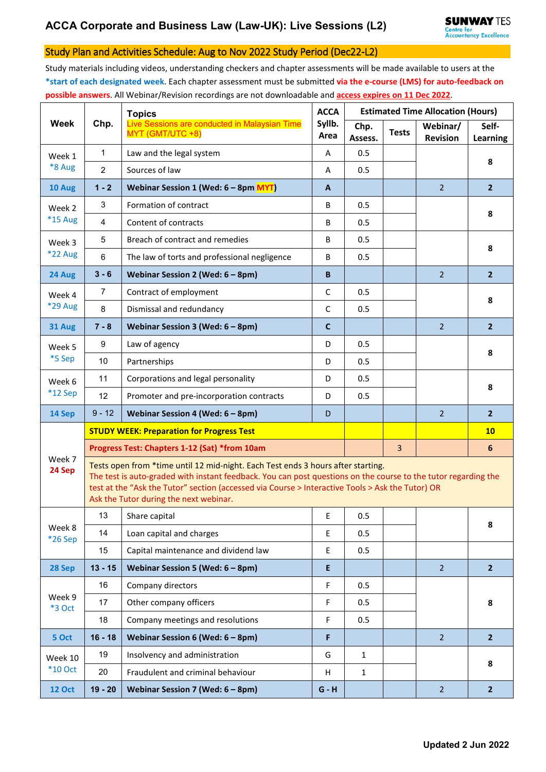# ACCA Corporate and Business Law (Law-UK): Live Sessions (L2)

SUNWAY TES Centre for Accountancy Excellence

## Study Plan and Activities Schedule: Aug to Nov 2022 Study Period (Dec22-L2)

Study materials including videos, understanding checkers and chapter assessments will be made available to users at the ***start of each designated week**. Each chapter assessment must be submitted **via the e-course (LMS) for auto-feedback on possible answers**. All Webinar/Revision recordings are not downloadable and **access expires on 11 Dec 2022**.

| Week | Chp. | Topics<br>Live Sessions are conducted in Malaysian Time MYT (GMT/UTC +8) | ACCA Syllb. Area | Estimated Time Allocation (Hours) | | | |
|---|---|---|---|---|---|---|---|
| | | | | Chp. Assess. | Tests | Webinar/ Revision | Self-Learning |
| Week 1 *8 Aug | 1 | Law and the legal system | A | 0.5 | | | 8 |
| | 2 | Sources of law | A | 0.5 | | | |
| **10 Aug** | **1 - 2** | **Webinar Session 1 (Wed: 6 – 8pm MYT)** | **A** | | | 2 | **2** |
| Week 2 *15 Aug | 3 | Formation of contract | B | 0.5 | | | 8 |
| | 4 | Content of contracts | B | 0.5 | | | |
| Week 3 *22 Aug | 5 | Breach of contract and remedies | B | 0.5 | | | 8 |
| | 6 | The law of torts and professional negligence | B | 0.5 | | | |
| **24 Aug** | **3 - 6** | **Webinar Session 2 (Wed: 6 – 8pm)** | **B** | | | 2 | **2** |
| Week 4 *29 Aug | 7 | Contract of employment | C | 0.5 | | | 8 |
| | 8 | Dismissal and redundancy | C | 0.5 | | | |
| **31 Aug** | **7 - 8** | **Webinar Session 3 (Wed: 6 – 8pm)** | **C** | | | 2 | **2** |
| Week 5 *5 Sep | 9 | Law of agency | D | 0.5 | | | 8 |
| | 10 | Partnerships | D | 0.5 | | | |
| Week 6 *12 Sep | 11 | Corporations and legal personality | D | 0.5 | | | 8 |
| | 12 | Promoter and pre-incorporation contracts | D | 0.5 | | | |
| **14 Sep** | 9 - 12 | **Webinar Session 4 (Wed: 6 – 8pm)** | D | | | 2 | **2** |
| Week 7 **24 Sep** | **STUDY WEEK: Preparation for Progress Test** | | | | | | **10** |
| | **Progress Test: Chapters 1-12 (Sat) *from 10am** | | | | 3 | | **6** |
| | Tests open from *time until 12 mid-night. Each Test ends 3 hours after starting. The test is auto-graded with instant feedback. You can post questions on the course to the tutor regarding the test at the "Ask the Tutor" section (accessed via Course > Interactive Tools > Ask the Tutor) OR Ask the Tutor during the next webinar. | | | | | | |
| Week 8 *26 Sep | 13 | Share capital | E | 0.5 | | | 8 |
| | 14 | Loan capital and charges | E | 0.5 | | | |
| | 15 | Capital maintenance and dividend law | E | 0.5 | | | |
| **28 Sep** | **13 - 15** | **Webinar Session 5 (Wed: 6 – 8pm)** | **E** | | | 2 | **2** |
| Week 9 *3 Oct | 16 | Company directors | F | 0.5 | | | 8 |
| | 17 | Other company officers | F | 0.5 | | | |
| | 18 | Company meetings and resolutions | F | 0.5 | | | |
| **5 Oct** | **16 - 18** | **Webinar Session 6 (Wed: 6 – 8pm)** | **F** | | | 2 | **2** |
| Week 10 *10 Oct | 19 | Insolvency and administration | G | 1 | | | 8 |
| | 20 | Fraudulent and criminal behaviour | H | 1 | | | |
| **12 Oct** | **19 - 20** | **Webinar Session 7 (Wed: 6 – 8pm)** | **G - H** | | | 2 | **2** |

**Updated 2 Jun 2022**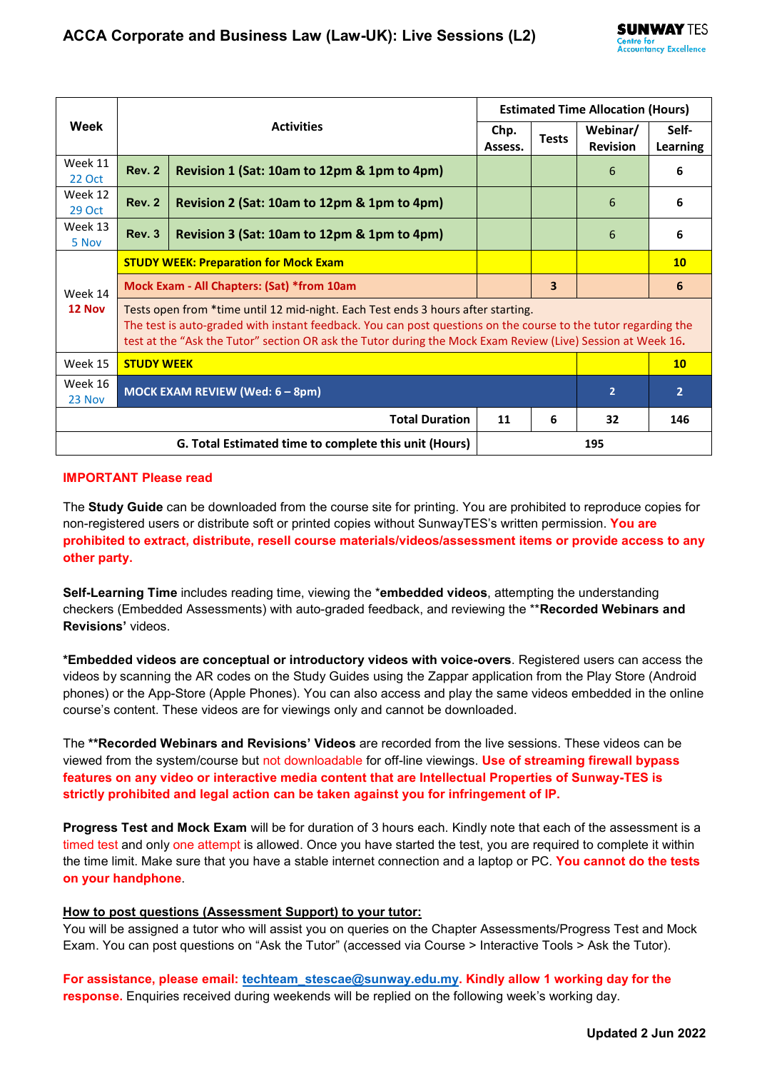# ACCA Corporate and Business Law (Law-UK): Live Sessions (L2)

| Week | Activities | | Estimated Time Allocation (Hours) | | | |
|---|---|---|---|---|---|---|
| | | | Chp. Assess. | Tests | Webinar/ Revision | Self-Learning |
| Week 11 22 Oct | Rev. 2 | Revision 1 (Sat: 10am to 12pm & 1pm to 4pm) | | | 6 | 6 |
| Week 12 29 Oct | Rev. 2 | Revision 2 (Sat: 10am to 12pm & 1pm to 4pm) | | | 6 | 6 |
| Week 13 5 Nov | Rev. 3 | Revision 3 (Sat: 10am to 12pm & 1pm to 4pm) | | | 6 | 6 |
| Week 14 12 Nov | STUDY WEEK: Preparation for Mock Exam | | | | | 10 |
| | Mock Exam - All Chapters: (Sat) *from 10am | | | 3 | | 6 |
| | Tests open from *time until 12 mid-night. Each Test ends 3 hours after starting. The test is auto-graded with instant feedback. You can post questions on the course to the tutor regarding the test at the "Ask the Tutor" section OR ask the Tutor during the Mock Exam Review (Live) Session at Week 16. | | | | | |
| Week 15 | STUDY WEEK | | | | | 10 |
| Week 16 23 Nov | MOCK EXAM REVIEW (Wed: 6 – 8pm) | | | | 2 | 2 |
| | | Total Duration | 11 | 6 | 32 | 146 |
| | | G. Total Estimated time to complete this unit (Hours) | 195 | | | |

**IMPORTANT Please read**

The **Study Guide** can be downloaded from the course site for printing. You are prohibited to reproduce copies for non-registered users or distribute soft or printed copies without SunwayTES's written permission. **You are prohibited to extract, distribute, resell course materials/videos/assessment items or provide access to any other party.**

**Self-Learning Time** includes reading time, viewing the ***embedded videos**, attempting the understanding checkers (Embedded Assessments) with auto-graded feedback, and reviewing the ****Recorded Webinars and Revisions'** videos.

***Embedded videos are conceptual or introductory videos with voice-overs**. Registered users can access the videos by scanning the AR codes on the Study Guides using the Zappar application from the Play Store (Android phones) or the App-Store (Apple Phones). You can also access and play the same videos embedded in the online course's content. These videos are for viewings only and cannot be downloaded.

The ****Recorded Webinars and Revisions' Videos** are recorded from the live sessions. These videos can be viewed from the system/course but not downloadable for off-line viewings. **Use of streaming firewall bypass features on any video or interactive media content that are Intellectual Properties of Sunway-TES is strictly prohibited and legal action can be taken against you for infringement of IP.**

**Progress Test and Mock Exam** will be for duration of 3 hours each. Kindly note that each of the assessment is a timed test and only one attempt is allowed. Once you have started the test, you are required to complete it within the time limit. Make sure that you have a stable internet connection and a laptop or PC. **You cannot do the tests on your handphone**.

**How to post questions (Assessment Support) to your tutor:**

You will be assigned a tutor who will assist you on queries on the Chapter Assessments/Progress Test and Mock Exam. You can post questions on "Ask the Tutor" (accessed via Course > Interactive Tools > Ask the Tutor).

**For assistance, please email: techteam_stescae@sunway.edu.my. Kindly allow 1 working day for the response.** Enquiries received during weekends will be replied on the following week's working day.

**Updated 2 Jun 2022**